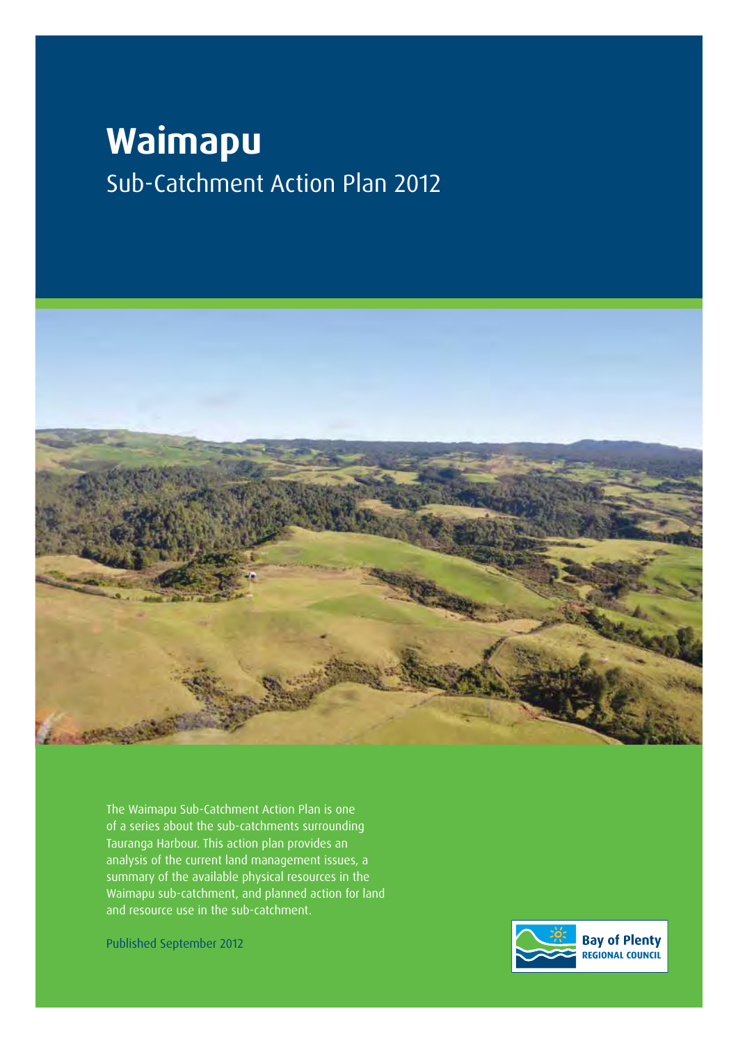# Waimapu

## Sub-Catchment Action Plan 2012

The Waimapu Sub-Catchment Action Plan is one of a series about the sub-catchments surrounding Tauranga Harbour. This action plan provides an analysis of the current land management issues, a summary of the available physical resources in the Waimapu sub-catchment, and planned action for land and resource use in the sub-catchment.

Published September 2012

Bay of Plenty
REGIONAL COUNCIL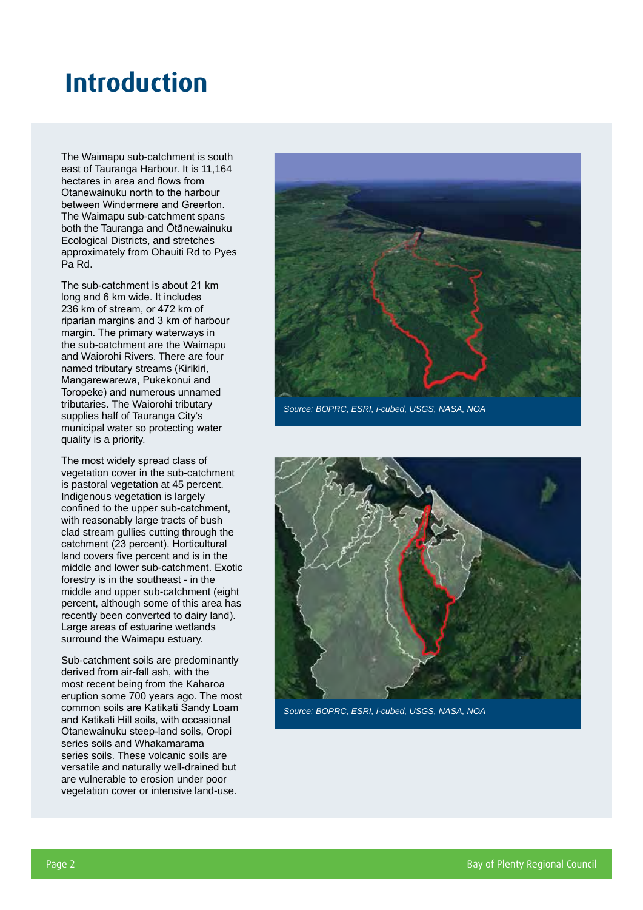# Introduction

The Waimapu sub-catchment is south east of Tauranga Harbour. It is 11,164 hectares in area and flows from Otanewainuku north to the harbour between Windermere and Greerton. The Waimapu sub-catchment spans both the Tauranga and Ōtānewainuku Ecological Districts, and stretches approximately from Ohauiti Rd to Pyes Pa Rd.

The sub-catchment is about 21 km long and 6 km wide. It includes 236 km of stream, or 472 km of riparian margins and 3 km of harbour margin. The primary waterways in the sub-catchment are the Waimapu and Waiorohi Rivers. There are four named tributary streams (Kirikiri, Mangarewarewa, Pukekonui and Toropeke) and numerous unnamed tributaries. The Waiorohi tributary supplies half of Tauranga City's municipal water so protecting water quality is a priority.

The most widely spread class of vegetation cover in the sub-catchment is pastoral vegetation at 45 percent. Indigenous vegetation is largely confined to the upper sub-catchment, with reasonably large tracts of bush clad stream gullies cutting through the catchment (23 percent). Horticultural land covers five percent and is in the middle and lower sub-catchment. Exotic forestry is in the southeast - in the middle and upper sub-catchment (eight percent, although some of this area has recently been converted to dairy land). Large areas of estuarine wetlands surround the Waimapu estuary.

Sub-catchment soils are predominantly derived from air-fall ash, with the most recent being from the Kaharoa eruption some 700 years ago. The most common soils are Katikati Sandy Loam and Katikati Hill soils, with occasional Otanewainuku steep-land soils, Oropi series soils and Whakamarama series soils. These volcanic soils are versatile and naturally well-drained but are vulnerable to erosion under poor vegetation cover or intensive land-use.

*Source: BOPRC, ESRI, i-cubed, USGS, NASA, NOA*

*Source: BOPRC, ESRI, i-cubed, USGS, NASA, NOA*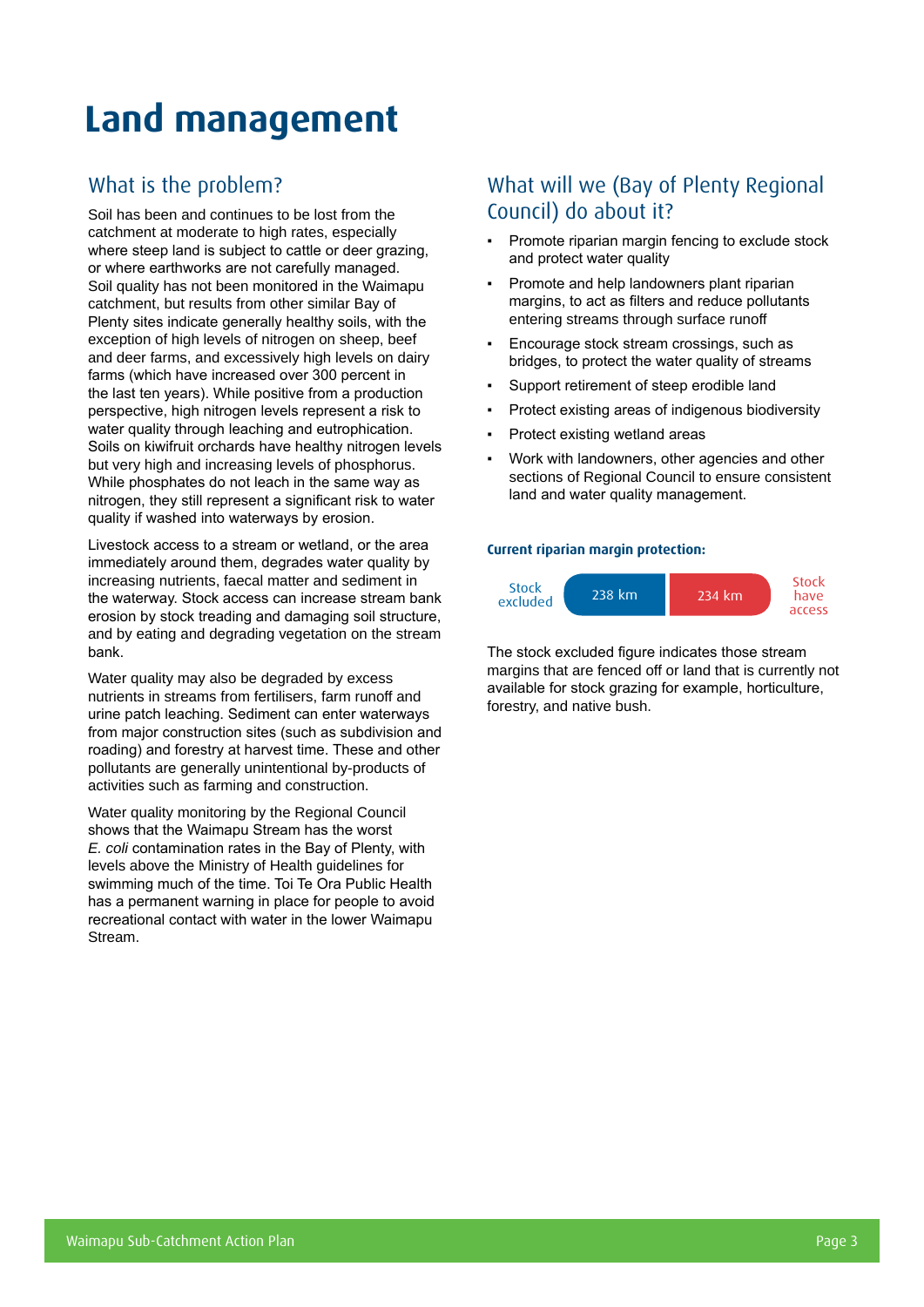# Land management

## What is the problem?

Soil has been and continues to be lost from the catchment at moderate to high rates, especially where steep land is subject to cattle or deer grazing, or where earthworks are not carefully managed. Soil quality has not been monitored in the Waimapu catchment, but results from other similar Bay of Plenty sites indicate generally healthy soils, with the exception of high levels of nitrogen on sheep, beef and deer farms, and excessively high levels on dairy farms (which have increased over 300 percent in the last ten years). While positive from a production perspective, high nitrogen levels represent a risk to water quality through leaching and eutrophication. Soils on kiwifruit orchards have healthy nitrogen levels but very high and increasing levels of phosphorus. While phosphates do not leach in the same way as nitrogen, they still represent a significant risk to water quality if washed into waterways by erosion.

Livestock access to a stream or wetland, or the area immediately around them, degrades water quality by increasing nutrients, faecal matter and sediment in the waterway. Stock access can increase stream bank erosion by stock treading and damaging soil structure, and by eating and degrading vegetation on the stream bank.

Water quality may also be degraded by excess nutrients in streams from fertilisers, farm runoff and urine patch leaching. Sediment can enter waterways from major construction sites (such as subdivision and roading) and forestry at harvest time. These and other pollutants are generally unintentional by-products of activities such as farming and construction.

Water quality monitoring by the Regional Council shows that the Waimapu Stream has the worst *E. coli* contamination rates in the Bay of Plenty, with levels above the Ministry of Health guidelines for swimming much of the time. Toi Te Ora Public Health has a permanent warning in place for people to avoid recreational contact with water in the lower Waimapu Stream.

## What will we (Bay of Plenty Regional Council) do about it?

- Promote riparian margin fencing to exclude stock and protect water quality
- Promote and help landowners plant riparian margins, to act as filters and reduce pollutants entering streams through surface runoff
- Encourage stock stream crossings, such as bridges, to protect the water quality of streams
- Support retirement of steep erodible land
- Protect existing areas of indigenous biodiversity
- Protect existing wetland areas
- Work with landowners, other agencies and other sections of Regional Council to ensure consistent land and water quality management.

**Current riparian margin protection:**

| Stock excluded | Stock have access |
|---|---|
| 238 km | 234 km |

The stock excluded figure indicates those stream margins that are fenced off or land that is currently not available for stock grazing for example, horticulture, forestry, and native bush.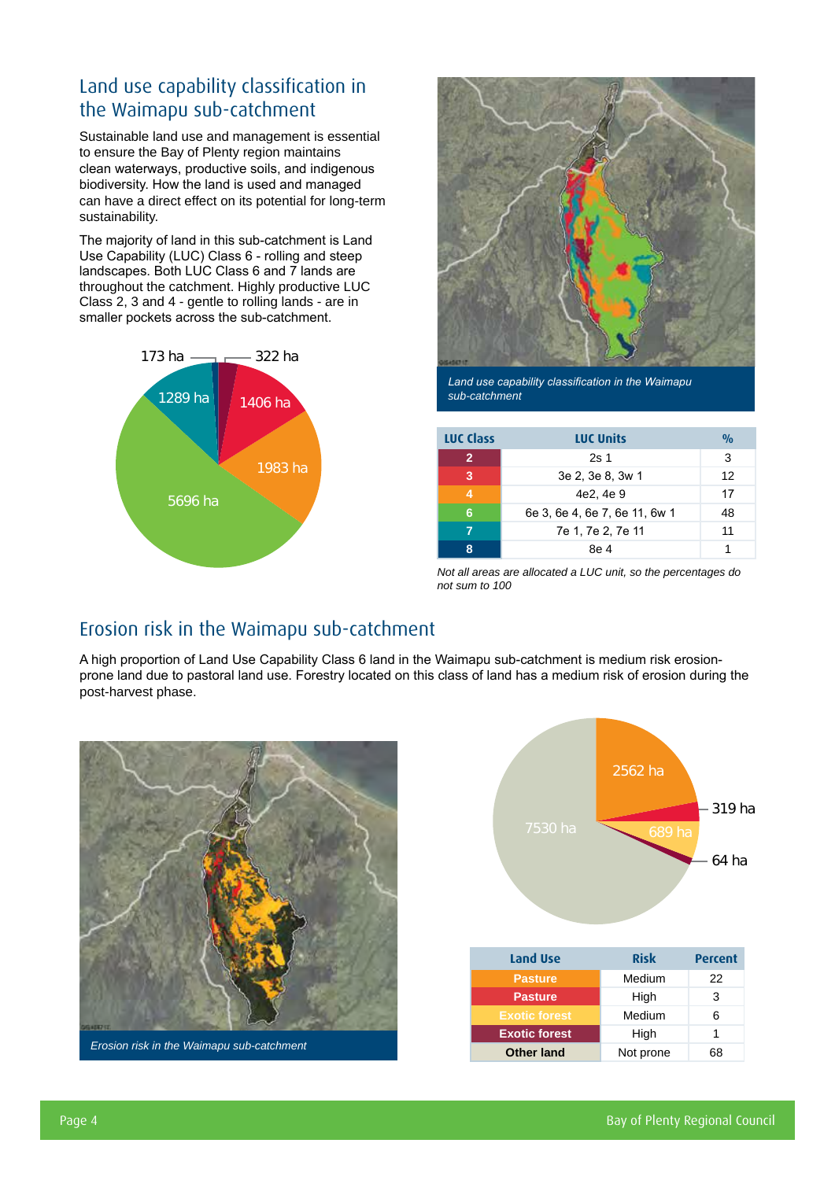## Land use capability classification in the Waimapu sub-catchment

Sustainable land use and management is essential to ensure the Bay of Plenty region maintains clean waterways, productive soils, and indigenous biodiversity. How the land is used and managed can have a direct effect on its potential for long-term sustainability.

The majority of land in this sub-catchment is Land Use Capability (LUC) Class 6 - rolling and steep landscapes. Both LUC Class 6 and 7 lands are throughout the catchment. Highly productive LUC Class 2, 3 and 4 - gentle to rolling lands - are in smaller pockets across the sub-catchment.

173 ha, 322 ha, 1406 ha, 1983 ha, 5696 ha, 1289 ha

*Land use capability classification in the Waimapu sub-catchment*

| LUC Class | LUC Units | % |
|---|---|---|
| 2 | 2s 1 | 3 |
| 3 | 3e 2, 3e 8, 3w 1 | 12 |
| 4 | 4e2, 4e 9 | 17 |
| 6 | 6e 3, 6e 4, 6e 7, 6e 11, 6w 1 | 48 |
| 7 | 7e 1, 7e 2, 7e 11 | 11 |
| 8 | 8e 4 | 1 |

*Not all areas are allocated a LUC unit, so the percentages do not sum to 100*

## Erosion risk in the Waimapu sub-catchment

A high proportion of Land Use Capability Class 6 land in the Waimapu sub-catchment is medium risk erosion-prone land due to pastoral land use. Forestry located on this class of land has a medium risk of erosion during the post-harvest phase.

*Erosion risk in the Waimapu sub-catchment*

2562 ha, 319 ha, 689 ha, 64 ha, 7530 ha

| Land Use | Risk | Percent |
|---|---|---|
| Pasture | Medium | 22 |
| Pasture | High | 3 |
| Exotic forest | Medium | 6 |
| Exotic forest | High | 1 |
| Other land | Not prone | 68 |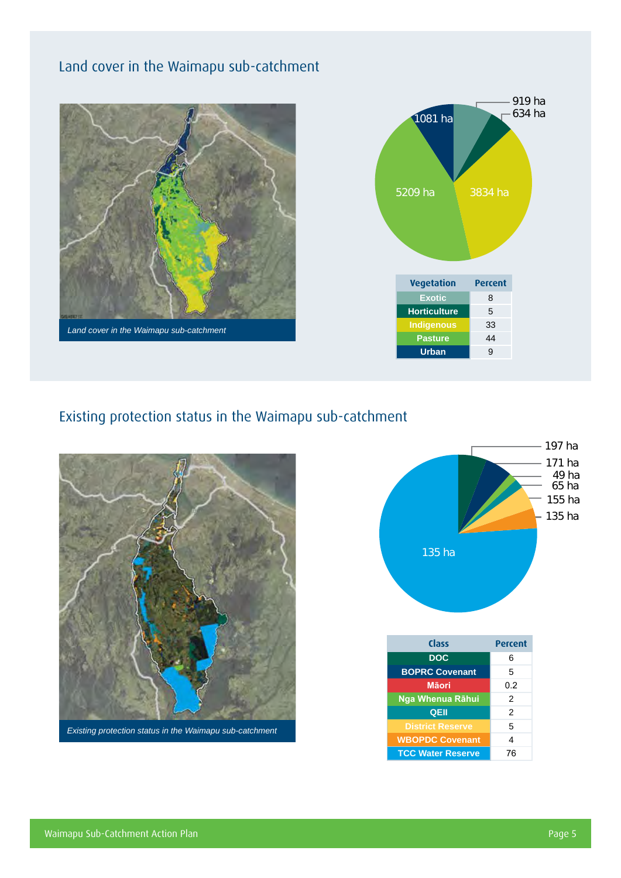## Land cover in the Waimapu sub-catchment

*Land cover in the Waimapu sub-catchment*

919 ha
634 ha
1081 ha
5209 ha
3834 ha

| Vegetation | Percent |
|---|---|
| Exotic | 8 |
| Horticulture | 5 |
| Indigenous | 33 |
| Pasture | 44 |
| Urban | 9 |

## Existing protection status in the Waimapu sub-catchment

*Existing protection status in the Waimapu sub-catchment*

197 ha
171 ha
49 ha
65 ha
155 ha
135 ha
135 ha

| Class | Percent |
|---|---|
| DOC | 6 |
| BOPRC Covenant | 5 |
| Māori | 0.2 |
| Nga Whenua Rāhui | 2 |
| QEII | 2 |
| District Reserve | 5 |
| WBOPDC Covenant | 4 |
| TCC Water Reserve | 76 |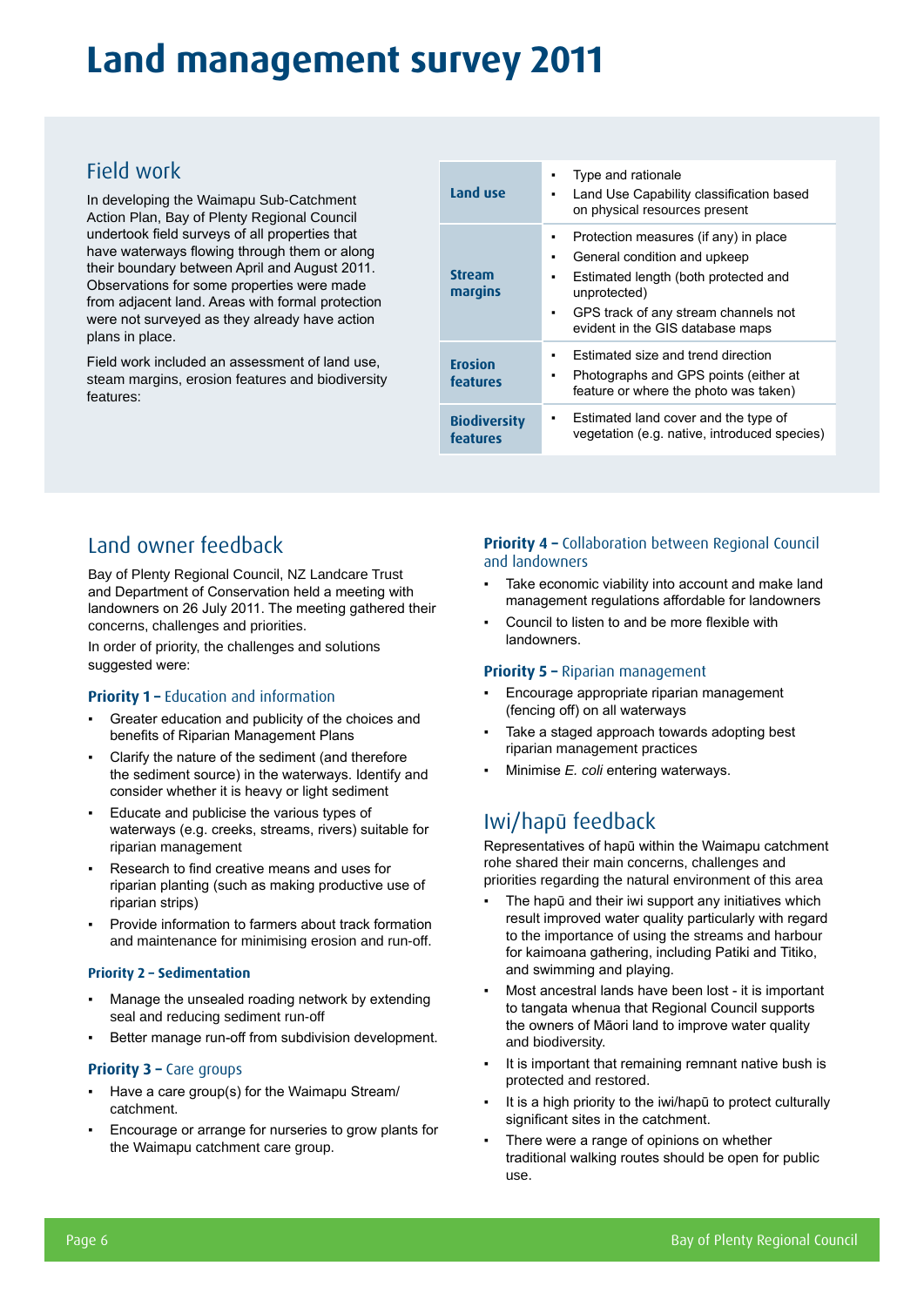# Land management survey 2011

## Field work

In developing the Waimapu Sub-Catchment Action Plan, Bay of Plenty Regional Council undertook field surveys of all properties that have waterways flowing through them or along their boundary between April and August 2011. Observations for some properties were made from adjacent land. Areas with formal protection were not surveyed as they already have action plans in place.

Field work included an assessment of land use, steam margins, erosion features and biodiversity features:

| | |
|---|---|
| **Land use** | ▪ Type and rationale<br>▪ Land Use Capability classification based on physical resources present |
| **Stream margins** | ▪ Protection measures (if any) in place<br>▪ General condition and upkeep<br>▪ Estimated length (both protected and unprotected)<br>▪ GPS track of any stream channels not evident in the GIS database maps |
| **Erosion features** | ▪ Estimated size and trend direction<br>▪ Photographs and GPS points (either at feature or where the photo was taken) |
| **Biodiversity features** | ▪ Estimated land cover and the type of vegetation (e.g. native, introduced species) |

## Land owner feedback

Bay of Plenty Regional Council, NZ Landcare Trust and Department of Conservation held a meeting with landowners on 26 July 2011. The meeting gathered their concerns, challenges and priorities.

In order of priority, the challenges and solutions suggested were:

### Priority 1 – Education and information

- Greater education and publicity of the choices and benefits of Riparian Management Plans
- Clarify the nature of the sediment (and therefore the sediment source) in the waterways. Identify and consider whether it is heavy or light sediment
- Educate and publicise the various types of waterways (e.g. creeks, streams, rivers) suitable for riparian management
- Research to find creative means and uses for riparian planting (such as making productive use of riparian strips)
- Provide information to farmers about track formation and maintenance for minimising erosion and run-off.

### Priority 2 – Sedimentation

- Manage the unsealed roading network by extending seal and reducing sediment run-off
- Better manage run-off from subdivision development.

### Priority 3 – Care groups

- Have a care group(s) for the Waimapu Stream/catchment.
- Encourage or arrange for nurseries to grow plants for the Waimapu catchment care group.

### Priority 4 – Collaboration between Regional Council and landowners

- Take economic viability into account and make land management regulations affordable for landowners
- Council to listen to and be more flexible with landowners.

### Priority 5 – Riparian management

- Encourage appropriate riparian management (fencing off) on all waterways
- Take a staged approach towards adopting best riparian management practices
- Minimise *E. coli* entering waterways.

## Iwi/hapū feedback

Representatives of hapū within the Waimapu catchment rohe shared their main concerns, challenges and priorities regarding the natural environment of this area

- The hapū and their iwi support any initiatives which result improved water quality particularly with regard to the importance of using the streams and harbour for kaimoana gathering, including Patiki and Titiko, and swimming and playing.
- Most ancestral lands have been lost - it is important to tangata whenua that Regional Council supports the owners of Māori land to improve water quality and biodiversity.
- It is important that remaining remnant native bush is protected and restored.
- It is a high priority to the iwi/hapū to protect culturally significant sites in the catchment.
- There were a range of opinions on whether traditional walking routes should be open for public use.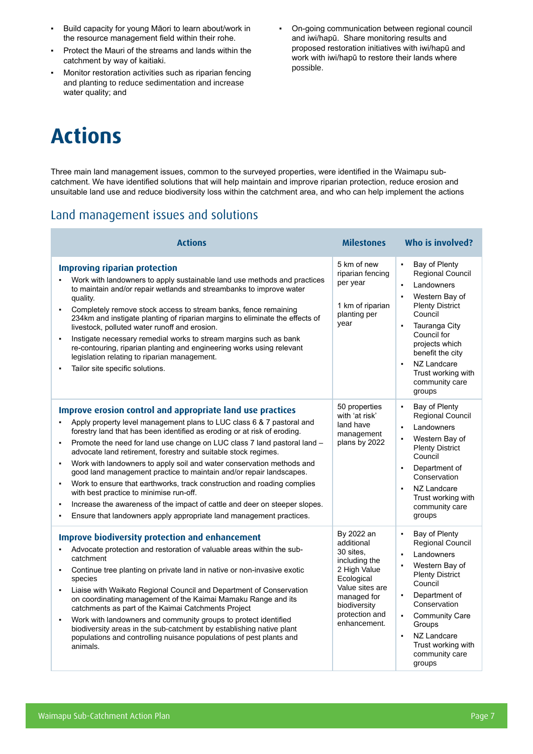- Build capacity for young Māori to learn about/work in the resource management field within their rohe.
- Protect the Mauri of the streams and lands within the catchment by way of kaitiaki.
- Monitor restoration activities such as riparian fencing and planting to reduce sedimentation and increase water quality; and
- On-going communication between regional council and iwi/hapū. Share monitoring results and proposed restoration initiatives with iwi/hapū and work with iwi/hapū to restore their lands where possible.

# Actions

Three main land management issues, common to the surveyed properties, were identified in the Waimapu sub-catchment. We have identified solutions that will help maintain and improve riparian protection, reduce erosion and unsuitable land use and reduce biodiversity loss within the catchment area, and who can help implement the actions

## Land management issues and solutions

| Actions | Milestones | Who is involved? |
|---|---|---|
| **Improving riparian protection**<br>▪ Work with landowners to apply sustainable land use methods and practices to maintain and/or repair wetlands and streambanks to improve water quality.<br>▪ Completely remove stock access to stream banks, fence remaining 234km and instigate planting of riparian margins to eliminate the effects of livestock, polluted water runoff and erosion.<br>▪ Instigate necessary remedial works to stream margins such as bank re-contouring, riparian planting and engineering works using relevant legislation relating to riparian management.<br>▪ Tailor site specific solutions. | 5 km of new riparian fencing per year<br><br>1 km of riparian planting per year | ▪ Bay of Plenty Regional Council<br>▪ Landowners<br>▪ Western Bay of Plenty District Council<br>▪ Tauranga City Council for projects which benefit the city<br>▪ NZ Landcare Trust working with community care groups |
| **Improve erosion control and appropriate land use practices**<br>▪ Apply property level management plans to LUC class 6 & 7 pastoral and forestry land that has been identified as eroding or at risk of eroding.<br>▪ Promote the need for land use change on LUC class 7 land pastoral land – advocate land retirement, forestry and suitable stock regimes.<br>▪ Work with landowners to apply soil and water conservation methods and good land management practice to maintain and/or repair landscapes.<br>▪ Work to ensure that earthworks, track construction and roading complies with best practice to minimise run-off.<br>▪ Increase the awareness of the impact of cattle and deer on steeper slopes.<br>▪ Ensure that landowners apply appropriate land management practices. | 50 properties with 'at risk' land have management plans by 2022 | ▪ Bay of Plenty Regional Council<br>▪ Landowners<br>▪ Western Bay of Plenty District Council<br>▪ Department of Conservation<br>▪ NZ Landcare Trust working with community care groups |
| **Improve biodiversity protection and enhancement**<br>▪ Advocate protection and restoration of valuable areas within the sub-catchment<br>▪ Continue tree planting on private land in native or non-invasive exotic species<br>▪ Liaise with Waikato Regional Council and Department of Conservation on coordinating management of the Kaimai Mamaku Range and its catchments as part of the Kaimai Catchments Project<br>▪ Work with landowners and community groups to protect identified biodiversity areas in the sub-catchment by establishing native plant populations and controlling nuisance populations of pest plants and animals. | By 2022 an additional 30 sites, including the 2 High Value Ecological Value sites are managed for biodiversity protection and enhancement. | ▪ Bay of Plenty Regional Council<br>▪ Landowners<br>▪ Western Bay of Plenty District Council<br>▪ Department of Conservation<br>▪ Community Care Groups<br>▪ NZ Landcare Trust working with community care groups |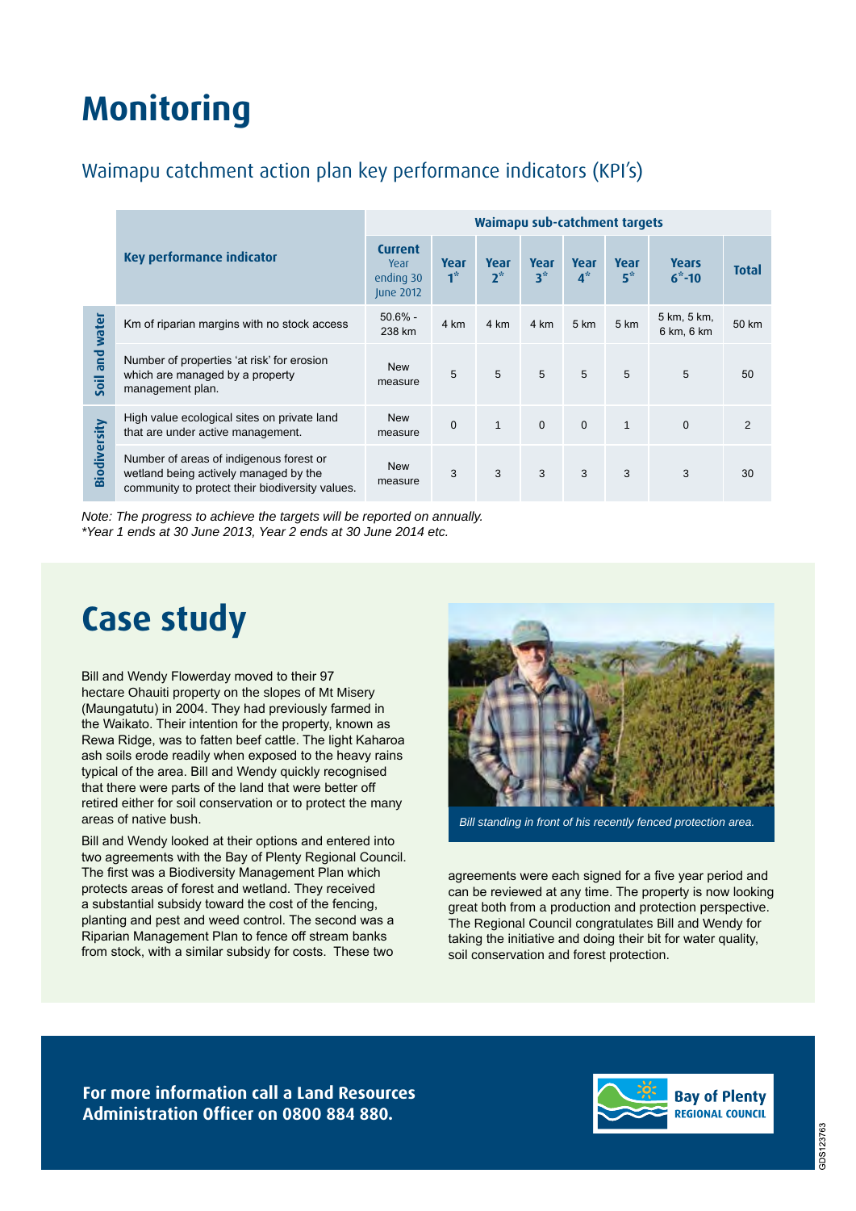# Monitoring

## Waimapu catchment action plan key performance indicators (KPI's)

| | Key performance indicator | Waimapu sub-catchment targets | | | | | | | |
|---|---|---|---|---|---|---|---|---|---|
| | | Current Year ending 30 June 2012 | Year 1* | Year 2* | Year 3* | Year 4* | Year 5* | Years 6*-10 | Total |
| Soil and water | Km of riparian margins with no stock access | 50.6% - 238 km | 4 km | 4 km | 4 km | 5 km | 5 km | 5 km, 5 km, 6 km, 6 km | 50 km |
| | Number of properties 'at risk' for erosion which are managed by a property management plan. | New measure | 5 | 5 | 5 | 5 | 5 | 5 | 50 |
| Biodiversity | High value ecological sites on private land that are under active management. | New measure | 0 | 1 | 0 | 0 | 1 | 0 | 2 |
| | Number of areas of indigenous forest or wetland being actively managed by the community to protect their biodiversity values. | New measure | 3 | 3 | 3 | 3 | 3 | 3 | 30 |

*Note: The progress to achieve the targets will be reported on annually.*
*\*Year 1 ends at 30 June 2013, Year 2 ends at 30 June 2014 etc.*

# Case study

Bill and Wendy Flowerday moved to their 97 hectare Ohauiti property on the slopes of Mt Misery (Maungatutu) in 2004. They had previously farmed in the Waikato. Their intention for the property, known as Rewa Ridge, was to fatten beef cattle. The light Kaharoa ash soils erode readily when exposed to the heavy rains typical of the area. Bill and Wendy quickly recognised that there were parts of the land that were better off retired either for soil conservation or to protect the many areas of native bush.

Bill and Wendy looked at their options and entered into two agreements with the Bay of Plenty Regional Council. The first was a Biodiversity Management Plan which protects areas of forest and wetland. They received a substantial subsidy toward the cost of the fencing, planting and pest and weed control. The second was a Riparian Management Plan to fence off stream banks from stock, with a similar subsidy for costs. These two agreements were each signed for a five year period and can be reviewed at any time. The property is now looking great both from a production and protection perspective. The Regional Council congratulates Bill and Wendy for taking the initiative and doing their bit for water quality, soil conservation and forest protection.

*Bill standing in front of his recently fenced protection area.*

**For more information call a Land Resources Administration Officer on 0800 884 880.**

Bay of Plenty REGIONAL COUNCIL

GDS123763